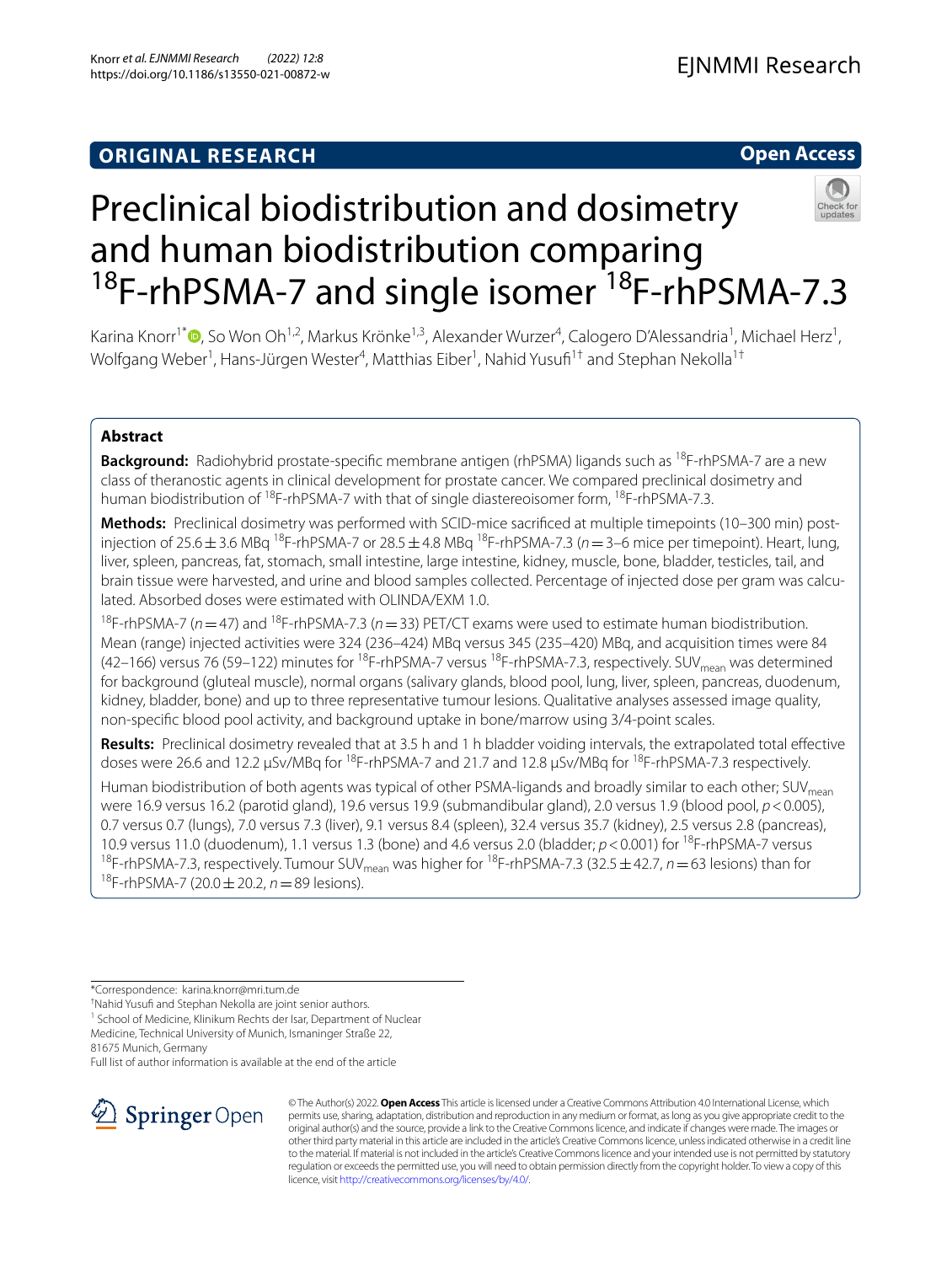ORIGINAL RESEARCH

Open Access

# Preclinical biodistribution and dosimetry and human biodistribution comparing $^{18}$F-rhPSMA-7 and single isomer $^{18}$F-rhPSMA-7.3

Karina Knorr[1*], So Won Oh[1,2], Markus Krönke[1,3], Alexander Wurzer[4], Calogero D'Alessandria[1], Michael Herz[1], Wolfgang Weber[1], Hans-Jürgen Wester[4], Matthias Eiber[1], Nahid Yusufi[1†] and Stephan Nekolla[1†]

## Abstract

**Background:** Radiohybrid prostate-specific membrane antigen (rhPSMA) ligands such as $^{18}$F-rhPSMA-7 are a new class of theranostic agents in clinical development for prostate cancer. We compared preclinical dosimetry and human biodistribution of $^{18}$F-rhPSMA-7 with that of single diastereoisomer form, $^{18}$F-rhPSMA-7.3.

**Methods:** Preclinical dosimetry was performed with SCID-mice sacrificed at multiple timepoints (10–300 min) post-injection of 25.6 ± 3.6 MBq $^{18}$F-rhPSMA-7 or 28.5 ± 4.8 MBq $^{18}$F-rhPSMA-7.3 ($n = 3$–6 mice per timepoint). Heart, lung, liver, spleen, pancreas, fat, stomach, small intestine, large intestine, kidney, muscle, bone, bladder, testicles, tail, and brain tissue were harvested, and urine and blood samples collected. Percentage of injected dose per gram was calculated. Absorbed doses were estimated with OLINDA/EXM 1.0.

$^{18}$F-rhPSMA-7 ($n = 47$) and $^{18}$F-rhPSMA-7.3 ($n = 33$) PET/CT exams were used to estimate human biodistribution. Mean (range) injected activities were 324 (236–424) MBq versus 345 (235–420) MBq, and acquisition times were 84 (42–166) versus 76 (59–122) minutes for $^{18}$F-rhPSMA-7 versus $^{18}$F-rhPSMA-7.3, respectively. $SUV_{mean}$ was determined for background (gluteal muscle), normal organs (salivary glands, blood pool, lung, liver, spleen, pancreas, duodenum, kidney, bladder, bone) and up to three representative tumour lesions. Qualitative analyses assessed image quality, non-specific blood pool activity, and background uptake in bone/marrow using 3/4-point scales.

**Results:** Preclinical dosimetry revealed that at 3.5 h and 1 h bladder voiding intervals, the extrapolated total effective doses were 26.6 and 12.2 µSv/MBq for $^{18}$F-rhPSMA-7 and 21.7 and 12.8 µSv/MBq for $^{18}$F-rhPSMA-7.3 respectively.

Human biodistribution of both agents was typical of other PSMA-ligands and broadly similar to each other; $SUV_{mean}$ were 16.9 versus 16.2 (parotid gland), 19.6 versus 19.9 (submandibular gland), 2.0 versus 1.9 (blood pool, $p < 0.005$), 0.7 versus 0.7 (lungs), 7.0 versus 7.3 (liver), 9.1 versus 8.4 (spleen), 32.4 versus 35.7 (kidney), 2.5 versus 2.8 (pancreas), 10.9 versus 11.0 (duodenum), 1.1 versus 1.3 (bone) and 4.6 versus 2.0 (bladder; $p < 0.001$) for $^{18}$F-rhPSMA-7 versus $^{18}$F-rhPSMA-7.3, respectively. Tumour $SUV_{mean}$ was higher for $^{18}$F-rhPSMA-7.3 (32.5 ± 42.7, $n = 63$ lesions) than for $^{18}$F-rhPSMA-7 (20.0 ± 20.2, $n = 89$ lesions).

*Correspondence: karina.knorr@mri.tum.de

†Nahid Yusufi and Stephan Nekolla are joint senior authors.

[1] School of Medicine, Klinikum Rechts der Isar, Department of Nuclear Medicine, Technical University of Munich, Ismaninger Straße 22, 81675 Munich, Germany

Full list of author information is available at the end of the article

© The Author(s) 2022. **Open Access** This article is licensed under a Creative Commons Attribution 4.0 International License, which permits use, sharing, adaptation, distribution and reproduction in any medium or format, as long as you give appropriate credit to the original author(s) and the source, provide a link to the Creative Commons licence, and indicate if changes were made. The images or other third party material in this article are included in the article's Creative Commons licence, unless indicated otherwise in a credit line to the material. If material is not included in the article's Creative Commons licence and your intended use is not permitted by statutory regulation or exceeds the permitted use, you will need to obtain permission directly from the copyright holder. To view a copy of this licence, visit http://creativecommons.org/licenses/by/4.0/.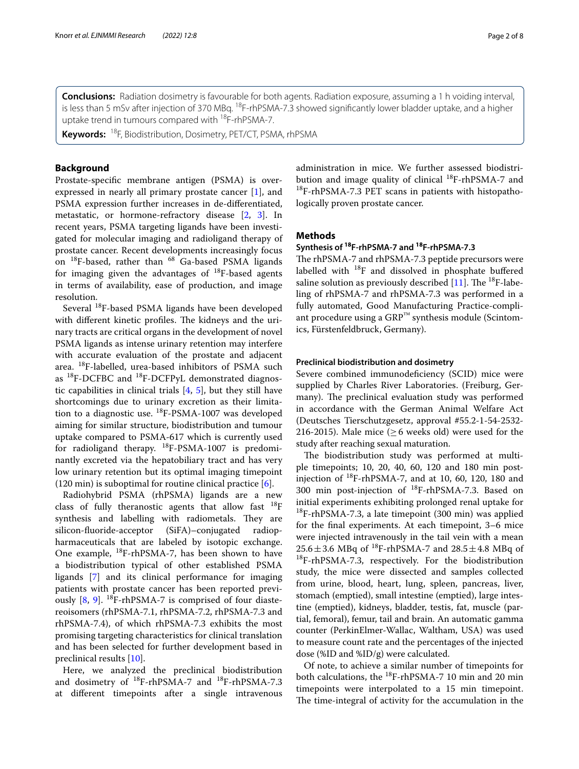**Conclusions:** Radiation dosimetry is favourable for both agents. Radiation exposure, assuming a 1 h voiding interval, is less than 5 mSv after injection of 370 MBq. $^{18}$F-rhPSMA-7.3 showed significantly lower bladder uptake, and a higher uptake trend in tumours compared with $^{18}$F-rhPSMA-7.

**Keywords:** $^{18}$F, Biodistribution, Dosimetry, PET/CT, PSMA, rhPSMA

## Background

Prostate-specific membrane antigen (PSMA) is overexpressed in nearly all primary prostate cancer [1], and PSMA expression further increases in de-differentiated, metastatic, or hormone-refractory disease [2, 3]. In recent years, PSMA targeting ligands have been investigated for molecular imaging and radioligand therapy of prostate cancer. Recent developments increasingly focus on $^{18}$F-based, rather than $^{68}$ Ga-based PSMA ligands for imaging given the advantages of $^{18}$F-based agents in terms of availability, ease of production, and image resolution.

Several $^{18}$F-based PSMA ligands have been developed with different kinetic profiles. The kidneys and the urinary tracts are critical organs in the development of novel PSMA ligands as intense urinary retention may interfere with accurate evaluation of the prostate and adjacent area. $^{18}$F-labelled, urea-based inhibitors of PSMA such as $^{18}$F-DCFBC and $^{18}$F-DCFPyL demonstrated diagnostic capabilities in clinical trials [4, 5], but they still have shortcomings due to urinary excretion as their limitation to a diagnostic use. $^{18}$F-PSMA-1007 was developed aiming for similar structure, biodistribution and tumour uptake compared to PSMA-617 which is currently used for radioligand therapy. $^{18}$F-PSMA-1007 is predominantly excreted via the hepatobiliary tract and has very low urinary retention but its optimal imaging timepoint (120 min) is suboptimal for routine clinical practice [6].

Radiohybrid PSMA (rhPSMA) ligands are a new class of fully theranostic agents that allow fast $^{18}$F synthesis and labelling with radiometals. They are silicon-fluoride-acceptor (SiFA)–conjugated radiopharmaceuticals that are labeled by isotopic exchange. One example, $^{18}$F-rhPSMA-7, has been shown to have a biodistribution typical of other established PSMA ligands [7] and its clinical performance for imaging patients with prostate cancer has been reported previously [8, 9]. $^{18}$F-rhPSMA-7 is comprised of four diastereoisomers (rhPSMA-7.1, rhPSMA-7.2, rhPSMA-7.3 and rhPSMA-7.4), of which rhPSMA-7.3 exhibits the most promising targeting characteristics for clinical translation and has been selected for further development based in preclinical results [10].

Here, we analyzed the preclinical biodistribution and dosimetry of $^{18}$F-rhPSMA-7 and $^{18}$F-rhPSMA-7.3 at different timepoints after a single intravenous administration in mice. We further assessed biodistribution and image quality of clinical $^{18}$F-rhPSMA-7 and $^{18}$F-rhPSMA-7.3 PET scans in patients with histopathologically proven prostate cancer.

## Methods

### Synthesis of $^{18}$F-rhPSMA-7 and $^{18}$F-rhPSMA-7.3

The rhPSMA-7 and rhPSMA-7.3 peptide precursors were labelled with $^{18}$F and dissolved in phosphate buffered saline solution as previously described [11]. The $^{18}$F-labeling of rhPSMA-7 and rhPSMA-7.3 was performed in a fully automated, Good Manufacturing Practice-compliant procedure using a GRP™ synthesis module (Scintomics, Fürstenfeldbruck, Germany).

#### Preclinical biodistribution and dosimetry

Severe combined immunodeficiency (SCID) mice were supplied by Charles River Laboratories. (Freiburg, Germany). The preclinical evaluation study was performed in accordance with the German Animal Welfare Act (Deutsches Tierschutzgesetz, approval #55.2-1-54-2532-216-2015). Male mice ($\geq$ 6 weeks old) were used for the study after reaching sexual maturation.

The biodistribution study was performed at multiple timepoints; 10, 20, 40, 60, 120 and 180 min post-injection of $^{18}$F-rhPSMA-7, and at 10, 60, 120, 180 and 300 min post-injection of $^{18}$F-rhPSMA-7.3. Based on initial experiments exhibiting prolonged renal uptake for $^{18}$F-rhPSMA-7.3, a late timepoint (300 min) was applied for the final experiments. At each timepoint, 3–6 mice were injected intravenously in the tail vein with a mean $25.6 \pm 3.6$ MBq of $^{18}$F-rhPSMA-7 and $28.5 \pm 4.8$ MBq of $^{18}$F-rhPSMA-7.3, respectively. For the biodistribution study, the mice were dissected and samples collected from urine, blood, heart, lung, spleen, pancreas, liver, stomach (emptied), small intestine (emptied), large intestine (emptied), kidneys, bladder, testis, fat, muscle (partial, femoral), femur, tail and brain. An automatic gamma counter (PerkinElmer-Wallac, Waltham, USA) was used to measure count rate and the percentages of the injected dose (%ID and %ID/g) were calculated.

Of note, to achieve a similar number of timepoints for both calculations, the $^{18}$F-rhPSMA-7 10 min and 20 min timepoints were interpolated to a 15 min timepoint. The time-integral of activity for the accumulation in the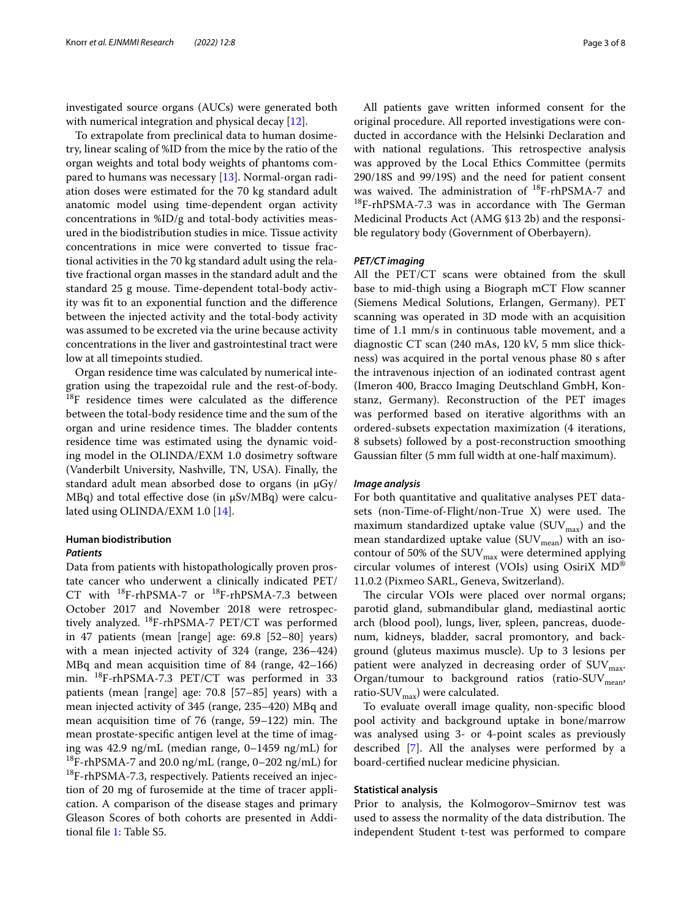investigated source organs (AUCs) were generated both with numerical integration and physical decay [12].

To extrapolate from preclinical data to human dosimetry, linear scaling of %ID from the mice by the ratio of the organ weights and total body weights of phantoms compared to humans was necessary [13]. Normal-organ radiation doses were estimated for the 70 kg standard adult anatomic model using time-dependent organ activity concentrations in %ID/g and total-body activities measured in the biodistribution studies in mice. Tissue activity concentrations in mice were converted to tissue fractional activities in the 70 kg standard adult using the relative fractional organ masses in the standard adult and the standard 25 g mouse. Time-dependent total-body activity was fit to an exponential function and the difference between the injected activity and the total-body activity was assumed to be excreted via the urine because activity concentrations in the liver and gastrointestinal tract were low at all timepoints studied.

Organ residence time was calculated by numerical integration using the trapezoidal rule and the rest-of-body. $^{18}$F residence times were calculated as the difference between the total-body residence time and the sum of the organ and urine residence times. The bladder contents residence time was estimated using the dynamic voiding model in the OLINDA/EXM 1.0 dosimetry software (Vanderbilt University, Nashville, TN, USA). Finally, the standard adult mean absorbed dose to organs (in μGy/MBq) and total effective dose (in μSv/MBq) were calculated using OLINDA/EXM 1.0 [14].

## Human biodistribution

### Patients

Data from patients with histopathologically proven prostate cancer who underwent a clinically indicated PET/CT with $^{18}$F-rhPSMA-7 or $^{18}$F-rhPSMA-7.3 between October 2017 and November 2018 were retrospectively analyzed. $^{18}$F-rhPSMA-7 PET/CT was performed in 47 patients (mean [range] age: 69.8 [52–80] years) with a mean injected activity of 324 (range, 236–424) MBq and mean acquisition time of 84 (range, 42–166) min. $^{18}$F-rhPSMA-7.3 PET/CT was performed in 33 patients (mean [range] age: 70.8 [57–85] years) with a mean injected activity of 345 (range, 235–420) MBq and mean acquisition time of 76 (range, 59–122) min. The mean prostate-specific antigen level at the time of imaging was 42.9 ng/mL (median range, 0–1459 ng/mL) for $^{18}$F-rhPSMA-7 and 20.0 ng/mL (range, 0–202 ng/mL) for $^{18}$F-rhPSMA-7.3, respectively. Patients received an injection of 20 mg of furosemide at the time of tracer application. A comparison of the disease stages and primary Gleason Scores of both cohorts are presented in Additional file 1: Table S5.

All patients gave written informed consent for the original procedure. All reported investigations were conducted in accordance with the Helsinki Declaration and with national regulations. This retrospective analysis was approved by the Local Ethics Committee (permits 290/18S and 99/19S) and the need for patient consent was waived. The administration of $^{18}$F-rhPSMA-7 and $^{18}$F-rhPSMA-7.3 was in accordance with The German Medicinal Products Act (AMG §13 2b) and the responsible regulatory body (Government of Oberbayern).

### PET/CT imaging

All the PET/CT scans were obtained from the skull base to mid-thigh using a Biograph mCT Flow scanner (Siemens Medical Solutions, Erlangen, Germany). PET scanning was operated in 3D mode with an acquisition time of 1.1 mm/s in continuous table movement, and a diagnostic CT scan (240 mAs, 120 kV, 5 mm slice thickness) was acquired in the portal venous phase 80 s after the intravenous injection of an iodinated contrast agent (Imeron 400, Bracco Imaging Deutschland GmbH, Konstanz, Germany). Reconstruction of the PET images was performed based on iterative algorithms with an ordered-subsets expectation maximization (4 iterations, 8 subsets) followed by a post-reconstruction smoothing Gaussian filter (5 mm full width at one-half maximum).

### Image analysis

For both quantitative and qualitative analyses PET datasets (non-Time-of-Flight/non-True X) were used. The maximum standardized uptake value ($SUV_{max}$) and the mean standardized uptake value ($SUV_{mean}$) with an isocontour of 50% of the $SUV_{max}$ were determined applying circular volumes of interest (VOIs) using OsiriX MD® 11.0.2 (Pixmeo SARL, Geneva, Switzerland).

The circular VOIs were placed over normal organs; parotid gland, submandibular gland, mediastinal aortic arch (blood pool), lungs, liver, spleen, pancreas, duodenum, kidneys, bladder, sacral promontory, and background (gluteus maximus muscle). Up to 3 lesions per patient were analyzed in decreasing order of $SUV_{max}$. Organ/tumour to background ratios (ratio-$SUV_{mean}$, ratio-$SUV_{max}$) were calculated.

To evaluate overall image quality, non-specific blood pool activity and background uptake in bone/marrow was analysed using 3- or 4-point scales as previously described [7]. All the analyses were performed by a board-certified nuclear medicine physician.

## Statistical analysis

Prior to analysis, the Kolmogorov–Smirnov test was used to assess the normality of the data distribution. The independent Student t-test was performed to compare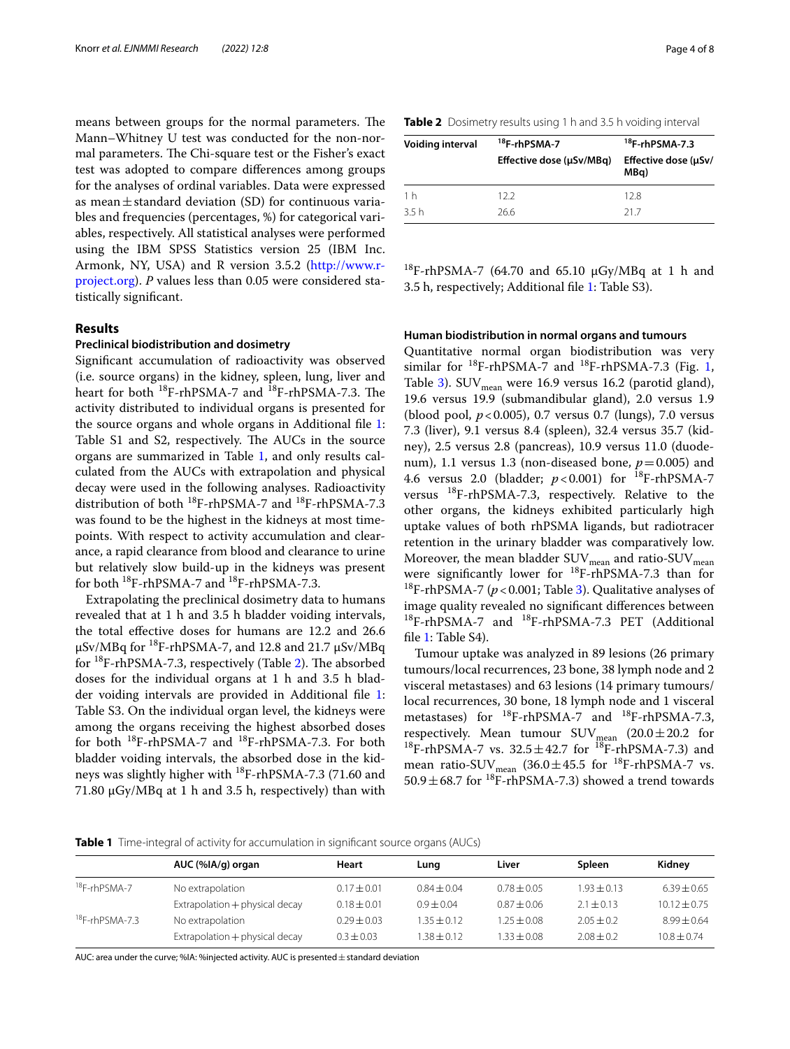means between groups for the normal parameters. The Mann–Whitney U test was conducted for the non-normal parameters. The Chi-square test or the Fisher's exact test was adopted to compare differences among groups for the analyses of ordinal variables. Data were expressed as mean ± standard deviation (SD) for continuous variables and frequencies (percentages, %) for categorical variables, respectively. All statistical analyses were performed using the IBM SPSS Statistics version 25 (IBM Inc. Armonk, NY, USA) and R version 3.5.2 (http://www.r-project.org). *P* values less than 0.05 were considered statistically significant.

## Results

### Preclinical biodistribution and dosimetry

Significant accumulation of radioactivity was observed (i.e. source organs) in the kidney, spleen, lung, liver and heart for both $^{18}$F-rhPSMA-7 and $^{18}$F-rhPSMA-7.3. The activity distributed to individual organs is presented for the source organs and whole organs in Additional file 1: Table S1 and S2, respectively. The AUCs in the source organs are summarized in Table 1, and only results calculated from the AUCs with extrapolation and physical decay were used in the following analyses. Radioactivity distribution of both $^{18}$F-rhPSMA-7 and $^{18}$F-rhPSMA-7.3 was found to be the highest in the kidneys at most timepoints. With respect to activity accumulation and clearance, a rapid clearance from blood and clearance to urine but relatively slow build-up in the kidneys was present for both $^{18}$F-rhPSMA-7 and $^{18}$F-rhPSMA-7.3.

Extrapolating the preclinical dosimetry data to humans revealed that at 1 h and 3.5 h bladder voiding intervals, the total effective doses for humans are 12.2 and 26.6 μSv/MBq for $^{18}$F-rhPSMA-7, and 12.8 and 21.7 μSv/MBq for $^{18}$F-rhPSMA-7.3, respectively (Table 2). The absorbed doses for the individual organs at 1 h and 3.5 h bladder voiding intervals are provided in Additional file 1: Table S3. On the individual organ level, the kidneys were among the organs receiving the highest absorbed doses for both $^{18}$F-rhPSMA-7 and $^{18}$F-rhPSMA-7.3. For both bladder voiding intervals, the absorbed dose in the kidneys was slightly higher with $^{18}$F-rhPSMA-7.3 (71.60 and 71.80 μGy/MBq at 1 h and 3.5 h, respectively) than with $^{18}$F-rhPSMA-7 (64.70 and 65.10 μGy/MBq at 1 h and 3.5 h, respectively; Additional file 1: Table S3).

**Table 2** Dosimetry results using 1 h and 3.5 h voiding interval

| Voiding interval | $^{18}$F-rhPSMA-7 Effective dose (μSv/MBq) | $^{18}$F-rhPSMA-7.3 Effective dose (μSv/MBq) |
|---|---|---|
| 1 h | 12.2 | 12.8 |
| 3.5 h | 26.6 | 21.7 |

### Human biodistribution in normal organs and tumours

Quantitative normal organ biodistribution was very similar for $^{18}$F-rhPSMA-7 and $^{18}$F-rhPSMA-7.3 (Fig. 1, Table 3). $SUV_{mean}$ were 16.9 versus 16.2 (parotid gland), 19.6 versus 19.9 (submandibular gland), 2.0 versus 1.9 (blood pool, $p < 0.005$), 0.7 versus 0.7 (lungs), 7.0 versus 7.3 (liver), 9.1 versus 8.4 (spleen), 32.4 versus 35.7 (kidney), 2.5 versus 2.8 (pancreas), 10.9 versus 11.0 (duodenum), 1.1 versus 1.3 (non-diseased bone, $p = 0.005$) and 4.6 versus 2.0 (bladder; $p < 0.001$) for $^{18}$F-rhPSMA-7 versus $^{18}$F-rhPSMA-7.3, respectively. Relative to the other organs, the kidneys exhibited particularly high uptake values of both rhPSMA ligands, but radiotracer retention in the urinary bladder was comparatively low. Moreover, the mean bladder $SUV_{mean}$ and ratio-$SUV_{mean}$ were significantly lower for $^{18}$F-rhPSMA-7.3 than for $^{18}$F-rhPSMA-7 ($p < 0.001$; Table 3). Qualitative analyses of image quality revealed no significant differences between $^{18}$F-rhPSMA-7 and $^{18}$F-rhPSMA-7.3 PET (Additional file 1: Table S4).

Tumour uptake was analyzed in 89 lesions (26 primary tumours/local recurrences, 23 bone, 38 lymph node and 2 visceral metastases) and 63 lesions (14 primary tumours/local recurrences, 30 bone, 18 lymph node and 1 visceral metastases) for $^{18}$F-rhPSMA-7 and $^{18}$F-rhPSMA-7.3, respectively. Mean tumour $SUV_{mean}$ (20.0 ± 20.2 for $^{18}$F-rhPSMA-7 vs. 32.5 ± 42.7 for $^{18}$F-rhPSMA-7.3) and mean ratio-$SUV_{mean}$ (36.0 ± 45.5 for $^{18}$F-rhPSMA-7 vs. 50.9 ± 68.7 for $^{18}$F-rhPSMA-7.3) showed a trend towards

**Table 1** Time-integral of activity for accumulation in significant source organs (AUCs)

| | AUC (%IA/g) organ | Heart | Lung | Liver | Spleen | Kidney |
|---|---|---|---|---|---|---|
| $^{18}$F-rhPSMA-7 | No extrapolation | 0.17 ± 0.01 | 0.84 ± 0.04 | 0.78 ± 0.05 | 1.93 ± 0.13 | 6.39 ± 0.65 |
| | Extrapolation + physical decay | 0.18 ± 0.01 | 0.9 ± 0.04 | 0.87 ± 0.06 | 2.1 ± 0.13 | 10.12 ± 0.75 |
| $^{18}$F-rhPSMA-7.3 | No extrapolation | 0.29 ± 0.03 | 1.35 ± 0.12 | 1.25 ± 0.08 | 2.05 ± 0.2 | 8.99 ± 0.64 |
| | Extrapolation + physical decay | 0.3 ± 0.03 | 1.38 ± 0.12 | 1.33 ± 0.08 | 2.08 ± 0.2 | 10.8 ± 0.74 |

AUC: area under the curve; %IA: %injected activity. AUC is presented ± standard deviation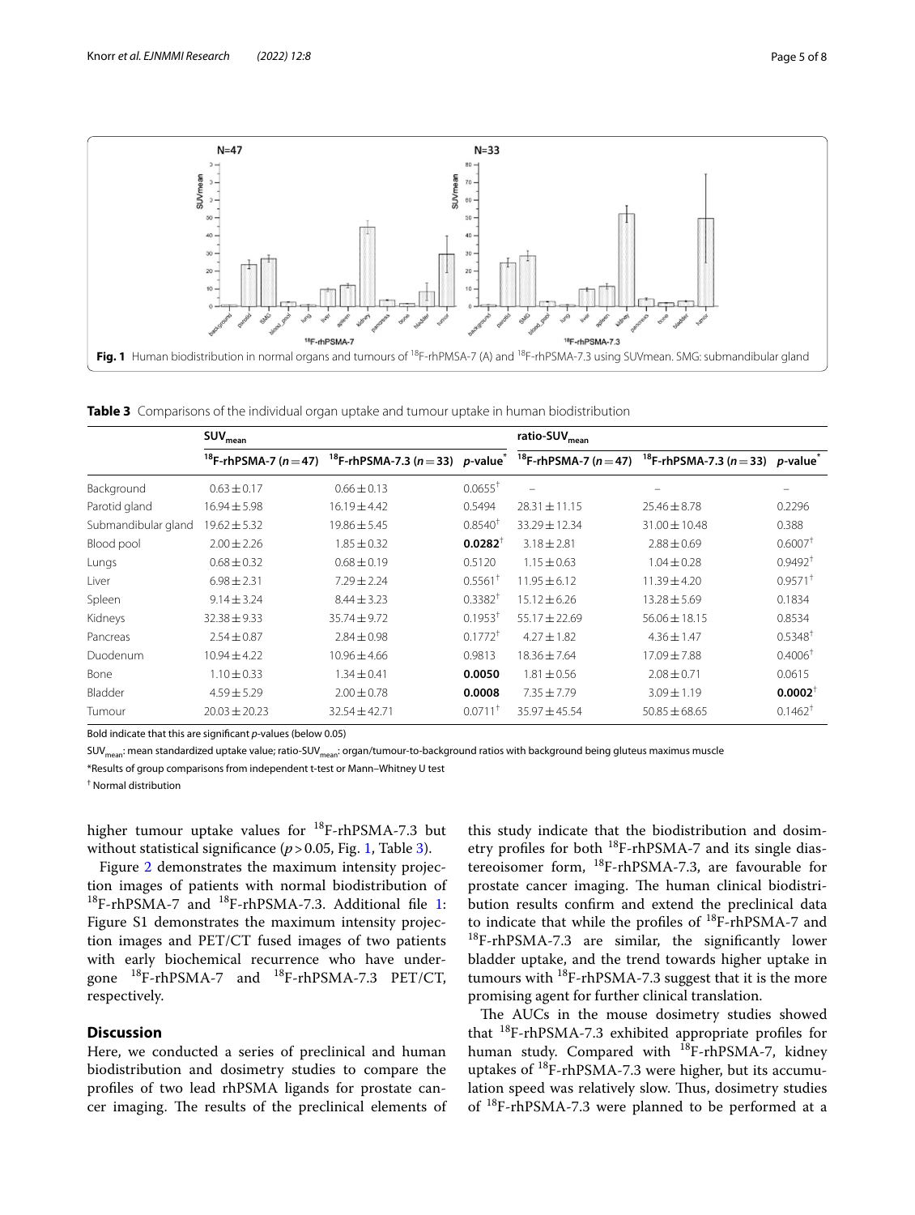Fig. 1 Human biodistribution in normal organs and tumours of $^{18}$F-rhPMSA-7 (A) and $^{18}$F-rhPSMA-7.3 using SUVmean. SMG: submandibular gland

**Table 3** Comparisons of the individual organ uptake and tumour uptake in human biodistribution

| | $SUV_{mean}$ | | | ratio-$SUV_{mean}$ | | |
|---|---|---|---|---|---|---|
| | $^{18}$F-rhPSMA-7 ($n=47$) | $^{18}$F-rhPSMA-7.3 ($n=33$) | *p*-value* | $^{18}$F-rhPSMA-7 ($n=47$) | $^{18}$F-rhPSMA-7.3 ($n=33$) | *p*-value* |
| Background | 0.63 ± 0.17 | 0.66 ± 0.13 | 0.0655† | – | – | – |
| Parotid gland | 16.94 ± 5.98 | 16.19 ± 4.42 | 0.5494 | 28.31 ± 11.15 | 25.46 ± 8.78 | 0.2296 |
| Submandibular gland | 19.62 ± 5.32 | 19.86 ± 5.45 | 0.8540† | 33.29 ± 12.34 | 31.00 ± 10.48 | 0.388 |
| Blood pool | 2.00 ± 2.26 | 1.85 ± 0.32 | **0.0282**† | 3.18 ± 2.81 | 2.88 ± 0.69 | 0.6007† |
| Lungs | 0.68 ± 0.32 | 0.68 ± 0.19 | 0.5120 | 1.15 ± 0.63 | 1.04 ± 0.28 | 0.9492† |
| Liver | 6.98 ± 2.31 | 7.29 ± 2.24 | 0.5561† | 11.95 ± 6.12 | 11.39 ± 4.20 | 0.9571† |
| Spleen | 9.14 ± 3.24 | 8.44 ± 3.23 | 0.3382† | 15.12 ± 6.26 | 13.28 ± 5.69 | 0.1834 |
| Kidneys | 32.38 ± 9.33 | 35.74 ± 9.72 | 0.1953† | 55.17 ± 22.69 | 56.06 ± 18.15 | 0.8534 |
| Pancreas | 2.54 ± 0.87 | 2.84 ± 0.98 | 0.1772† | 4.27 ± 1.82 | 4.36 ± 1.47 | 0.5348† |
| Duodenum | 10.94 ± 4.22 | 10.96 ± 4.66 | 0.9813 | 18.36 ± 7.64 | 17.09 ± 7.88 | 0.4006† |
| Bone | 1.10 ± 0.33 | 1.34 ± 0.41 | **0.0050** | 1.81 ± 0.56 | 2.08 ± 0.71 | 0.0615 |
| Bladder | 4.59 ± 5.29 | 2.00 ± 0.78 | **0.0008** | 7.35 ± 7.79 | 3.09 ± 1.19 | **0.0002**† |
| Tumour | 20.03 ± 20.23 | 32.54 ± 42.71 | 0.0711† | 35.97 ± 45.54 | 50.85 ± 68.65 | 0.1462† |

Bold indicate that this are significant *p*-values (below 0.05)

$SUV_{mean}$: mean standardized uptake value; ratio-$SUV_{mean}$: organ/tumour-to-background ratios with background being gluteus maximus muscle

*Results of group comparisons from independent t-test or Mann–Whitney U test

† Normal distribution

higher tumour uptake values for $^{18}$F-rhPSMA-7.3 but without statistical significance ($p > 0.05$, Fig. 1, Table 3).

Figure 2 demonstrates the maximum intensity projection images of patients with normal biodistribution of $^{18}$F-rhPSMA-7 and $^{18}$F-rhPSMA-7.3. Additional file 1: Figure S1 demonstrates the maximum intensity projection images and PET/CT fused images of two patients with early biochemical recurrence who have undergone $^{18}$F-rhPSMA-7 and $^{18}$F-rhPSMA-7.3 PET/CT, respectively.

## Discussion

Here, we conducted a series of preclinical and human biodistribution and dosimetry studies to compare the profiles of two lead rhPSMA ligands for prostate cancer imaging. The results of the preclinical elements of this study indicate that the biodistribution and dosimetry profiles for both $^{18}$F-rhPSMA-7 and its single diastereoisomer form, $^{18}$F-rhPSMA-7.3, are favourable for prostate cancer imaging. The human clinical biodistribution results confirm and extend the preclinical data to indicate that while the profiles of $^{18}$F-rhPSMA-7 and $^{18}$F-rhPSMA-7.3 are similar, the significantly lower bladder uptake, and the trend towards higher uptake in tumours with $^{18}$F-rhPSMA-7.3 suggest that it is the more promising agent for further clinical translation.

The AUCs in the mouse dosimetry studies showed that $^{18}$F-rhPSMA-7.3 exhibited appropriate profiles for human study. Compared with $^{18}$F-rhPSMA-7, kidney uptakes of $^{18}$F-rhPSMA-7.3 were higher, but its accumulation speed was relatively slow. Thus, dosimetry studies of $^{18}$F-rhPSMA-7.3 were planned to be performed at a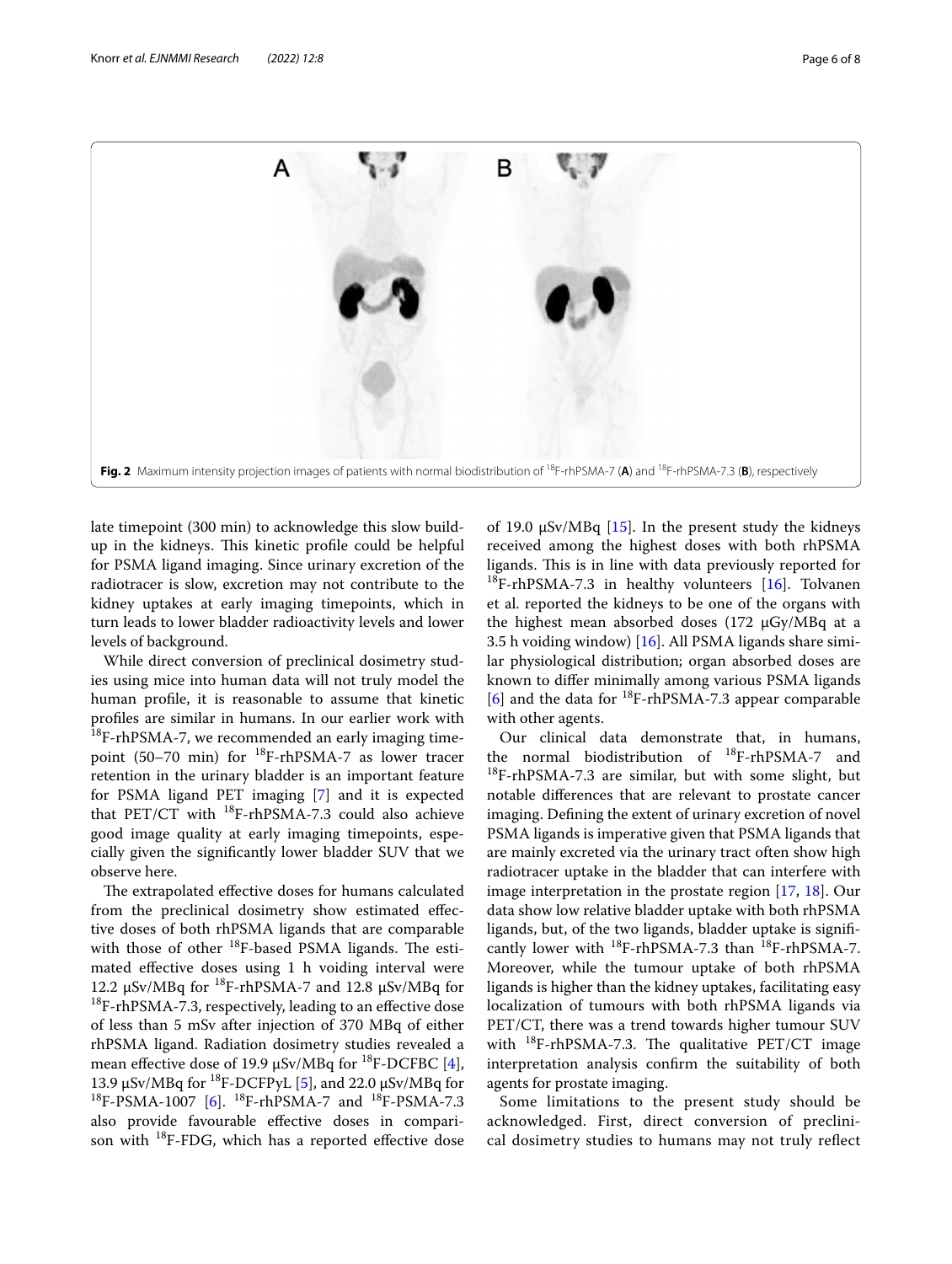Fig. 2 Maximum intensity projection images of patients with normal biodistribution of $^{18}$F-rhPSMA-7 (**A**) and $^{18}$F-rhPSMA-7.3 (**B**), respectively

late timepoint (300 min) to acknowledge this slow build-up in the kidneys. This kinetic profile could be helpful for PSMA ligand imaging. Since urinary excretion of the radiotracer is slow, excretion may not contribute to the kidney uptakes at early imaging timepoints, which in turn leads to lower bladder radioactivity levels and lower levels of background.

While direct conversion of preclinical dosimetry studies using mice into human data will not truly model the human profile, it is reasonable to assume that kinetic profiles are similar in humans. In our earlier work with $^{18}$F-rhPSMA-7, we recommended an early imaging timepoint (50–70 min) for $^{18}$F-rhPSMA-7 as lower tracer retention in the urinary bladder is an important feature for PSMA ligand PET imaging [7] and it is expected that PET/CT with $^{18}$F-rhPSMA-7.3 could also achieve good image quality at early imaging timepoints, especially given the significantly lower bladder SUV that we observe here.

The extrapolated effective doses for humans calculated from the preclinical dosimetry show estimated effective doses of both rhPSMA ligands that are comparable with those of other $^{18}$F-based PSMA ligands. The estimated effective doses using 1 h voiding interval were 12.2 µSv/MBq for $^{18}$F-rhPSMA-7 and 12.8 µSv/MBq for $^{18}$F-rhPSMA-7.3, respectively, leading to an effective dose of less than 5 mSv after injection of 370 MBq of either rhPSMA ligand. Radiation dosimetry studies revealed a mean effective dose of 19.9 µSv/MBq for $^{18}$F-DCFBC [4], 13.9 µSv/MBq for $^{18}$F-DCFPyL [5], and 22.0 µSv/MBq for $^{18}$F-PSMA-1007 [6]. $^{18}$F-rhPSMA-7 and $^{18}$F-PSMA-7.3 also provide favourable effective doses in comparison with $^{18}$F-FDG, which has a reported effective dose of 19.0 µSv/MBq [15]. In the present study the kidneys received among the highest doses with both rhPSMA ligands. This is in line with data previously reported for $^{18}$F-rhPSMA-7.3 in healthy volunteers [16]. Tolvanen et al. reported the kidneys to be one of the organs with the highest mean absorbed doses (172 µGy/MBq at a 3.5 h voiding window) [16]. All PSMA ligands share similar physiological distribution; organ absorbed doses are known to differ minimally among various PSMA ligands [6] and the data for $^{18}$F-rhPSMA-7.3 appear comparable with other agents.

Our clinical data demonstrate that, in humans, the normal biodistribution of $^{18}$F-rhPSMA-7 and $^{18}$F-rhPSMA-7.3 are similar, but with some slight, but notable differences that are relevant to prostate cancer imaging. Defining the extent of urinary excretion of novel PSMA ligands is imperative given that PSMA ligands that are mainly excreted via the urinary tract often show high radiotracer uptake in the bladder that can interfere with image interpretation in the prostate region [17, 18]. Our data show low relative bladder uptake with both rhPSMA ligands, but, of the two ligands, bladder uptake is significantly lower with $^{18}$F-rhPSMA-7.3 than $^{18}$F-rhPSMA-7. Moreover, while the tumour uptake of both rhPSMA ligands is higher than the kidney uptakes, facilitating easy localization of tumours with both rhPSMA ligands via PET/CT, there was a trend towards higher tumour SUV with $^{18}$F-rhPSMA-7.3. The qualitative PET/CT image interpretation analysis confirm the suitability of both agents for prostate imaging.

Some limitations to the present study should be acknowledged. First, direct conversion of preclinical dosimetry studies to humans may not truly reflect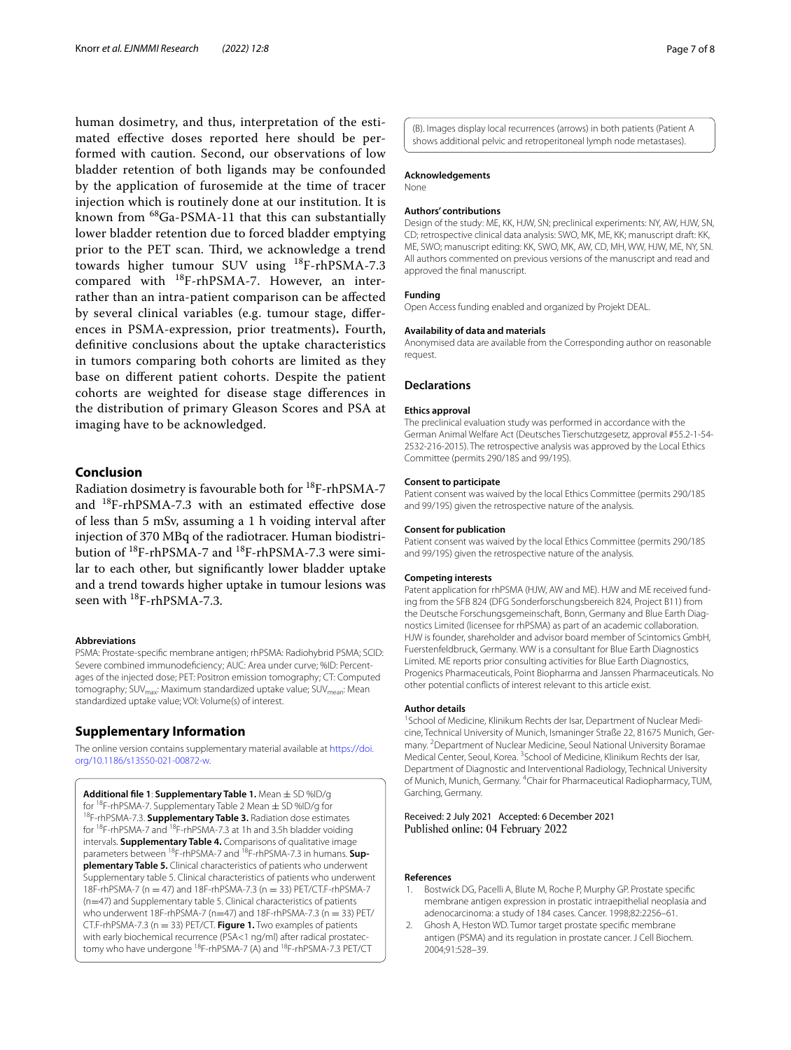human dosimetry, and thus, interpretation of the estimated effective doses reported here should be performed with caution. Second, our observations of low bladder retention of both ligands may be confounded by the application of furosemide at the time of tracer injection which is routinely done at our institution. It is known from $^{68}$Ga-PSMA-11 that this can substantially lower bladder retention due to forced bladder emptying prior to the PET scan. Third, we acknowledge a trend towards higher tumour SUV using $^{18}$F-rhPSMA-7.3 compared with $^{18}$F-rhPSMA-7. However, an inter- rather than an intra-patient comparison can be affected by several clinical variables (e.g. tumour stage, differences in PSMA-expression, prior treatments)**.** Fourth, definitive conclusions about the uptake characteristics in tumors comparing both cohorts are limited as they base on different patient cohorts. Despite the patient cohorts are weighted for disease stage differences in the distribution of primary Gleason Scores and PSA at imaging have to be acknowledged.

## Conclusion

Radiation dosimetry is favourable both for $^{18}$F-rhPSMA-7 and $^{18}$F-rhPSMA-7.3 with an estimated effective dose of less than 5 mSv, assuming a 1 h voiding interval after injection of 370 MBq of the radiotracer. Human biodistribution of $^{18}$F-rhPSMA-7 and $^{18}$F-rhPSMA-7.3 were similar to each other, but significantly lower bladder uptake and a trend towards higher uptake in tumour lesions was seen with $^{18}$F-rhPSMA-7.3.

#### Abbreviations

PSMA: Prostate-specific membrane antigen; rhPSMA: Radiohybrid PSMA; SCID: Severe combined immunodeficiency; AUC: Area under curve; %ID: Percentages of the injected dose; PET: Positron emission tomography; CT: Computed tomography; $SUV_{max}$: Maximum standardized uptake value; $SUV_{mean}$: Mean standardized uptake value; VOI: Volume(s) of interest.

## Supplementary Information

The online version contains supplementary material available at https://doi.org/10.1186/s13550-021-00872-w.

**Additional file 1**: **Supplementary Table 1.** Mean ± SD %ID/g for $^{18}$F-rhPSMA-7. Supplementary Table 2 Mean ± SD %ID/g for $^{18}$F-rhPSMA-7.3. **Supplementary Table 3.** Radiation dose estimates for $^{18}$F-rhPSMA-7 and $^{18}$F-rhPSMA-7.3 at 1h and 3.5h bladder voiding intervals. **Supplementary Table 4.** Comparisons of qualitative image parameters between $^{18}$F-rhPSMA-7 and $^{18}$F-rhPSMA-7.3 in humans. **Supplementary Table 5.** Clinical characteristics of patients who underwent Supplementary table 5. Clinical characteristics of patients who underwent 18F-rhPSMA-7 (n = 47) and 18F-rhPSMA-7.3 (n = 33) PET/CT.F-rhPSMA-7 (n=47) and Supplementary table 5. Clinical characteristics of patients who underwent 18F-rhPSMA-7 (n=47) and 18F-rhPSMA-7.3 (n = 33) PET/CT.F-rhPSMA-7.3 (n = 33) PET/CT. **Figure 1.** Two examples of patients with early biochemical recurrence (PSA<1 ng/ml) after radical prostatectomy who have undergone $^{18}$F-rhPSMA-7 (A) and $^{18}$F-rhPSMA-7.3 PET/CT (B). Images display local recurrences (arrows) in both patients (Patient A shows additional pelvic and retroperitoneal lymph node metastases).

#### Acknowledgements

None

#### Authors' contributions

Design of the study: ME, KK, HJW, SN; preclinical experiments: NY, AW, HJW, SN, CD; retrospective clinical data analysis: SWO, MK, ME, KK; manuscript draft: KK, ME, SWO; manuscript editing: KK, SWO, MK, AW, CD, MH, WW, HJW, ME, NY, SN. All authors commented on previous versions of the manuscript and read and approved the final manuscript.

#### Funding

Open Access funding enabled and organized by Projekt DEAL.

#### Availability of data and materials

Anonymised data are available from the Corresponding author on reasonable request.

## Declarations

#### Ethics approval

The preclinical evaluation study was performed in accordance with the German Animal Welfare Act (Deutsches Tierschutzgesetz, approval #55.2-1-54-2532-216-2015). The retrospective analysis was approved by the Local Ethics Committee (permits 290/18S and 99/19S).

#### Consent to participate

Patient consent was waived by the local Ethics Committee (permits 290/18S and 99/19S) given the retrospective nature of the analysis.

#### Consent for publication

Patient consent was waived by the local Ethics Committee (permits 290/18S and 99/19S) given the retrospective nature of the analysis.

#### Competing interests

Patent application for rhPSMA (HJW, AW and ME). HJW and ME received funding from the SFB 824 (DFG Sonderforschungsbereich 824, Project B11) from the Deutsche Forschungsgemeinschaft, Bonn, Germany and Blue Earth Diagnostics Limited (licensee for rhPSMA) as part of an academic collaboration. HJW is founder, shareholder and advisor board member of Scintomics GmbH, Fuerstenfeldbruck, Germany. WW is a consultant for Blue Earth Diagnostics Limited. ME reports prior consulting activities for Blue Earth Diagnostics, Progenics Pharmaceuticals, Point Biopharma and Janssen Pharmaceuticals. No other potential conflicts of interest relevant to this article exist.

#### Author details

[1] School of Medicine, Klinikum Rechts der Isar, Department of Nuclear Medicine, Technical University of Munich, Ismaninger Straße 22, 81675 Munich, Germany. [2] Department of Nuclear Medicine, Seoul National University Boramae Medical Center, Seoul, Korea. [3] School of Medicine, Klinikum Rechts der Isar, Department of Diagnostic and Interventional Radiology, Technical University of Munich, Munich, Germany. [4] Chair for Pharmaceutical Radiopharmacy, TUM, Garching, Germany.

Received: 2 July 2021 Accepted: 6 December 2021
Published online: 04 February 2022

#### References

1. Bostwick DG, Pacelli A, Blute M, Roche P, Murphy GP. Prostate specific membrane antigen expression in prostatic intraepithelial neoplasia and adenocarcinoma: a study of 184 cases. Cancer. 1998;82:2256–61.
2. Ghosh A, Heston WD. Tumor target prostate specific membrane antigen (PSMA) and its regulation in prostate cancer. J Cell Biochem. 2004;91:528–39.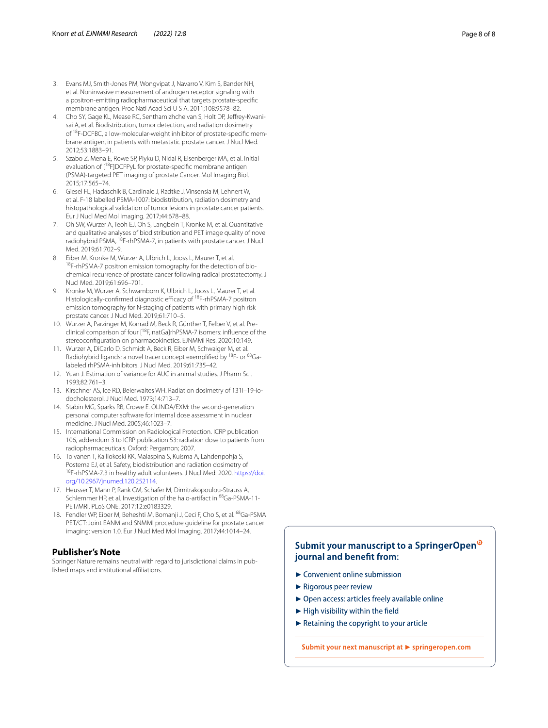3. Evans MJ, Smith-Jones PM, Wongvipat J, Navarro V, Kim S, Bander NH, et al. Noninvasive measurement of androgen receptor signaling with a positron-emitting radiopharmaceutical that targets prostate-specific membrane antigen. Proc Natl Acad Sci U S A. 2011;108:9578–82.
4. Cho SY, Gage KL, Mease RC, Senthamizhchelvan S, Holt DP, Jeffrey-Kwanisai A, et al. Biodistribution, tumor detection, and radiation dosimetry of $^{18}$F-DCFBC, a low-molecular-weight inhibitor of prostate-specific membrane antigen, in patients with metastatic prostate cancer. J Nucl Med. 2012;53:1883–91.
5. Szabo Z, Mena E, Rowe SP, Plyku D, Nidal R, Eisenberger MA, et al. Initial evaluation of [$^{18}$F]DCFPyL for prostate-specific membrane antigen (PSMA)-targeted PET imaging of prostate Cancer. Mol Imaging Biol. 2015;17:565–74.
6. Giesel FL, Hadaschik B, Cardinale J, Radtke J, Vinsensia M, Lehnert W, et al. F-18 labelled PSMA-1007: biodistribution, radiation dosimetry and histopathological validation of tumor lesions in prostate cancer patients. Eur J Nucl Med Mol Imaging. 2017;44:678–88.
7. Oh SW, Wurzer A, Teoh EJ, Oh S, Langbein T, Kronke M, et al. Quantitative and qualitative analyses of biodistribution and PET image quality of novel radiohybrid PSMA, $^{18}$F-rhPSMA-7, in patients with prostate cancer. J Nucl Med. 2019;61:702–9.
8. Eiber M, Kronke M, Wurzer A, Ulbrich L, Jooss L, Maurer T, et al. $^{18}$F-rhPSMA-7 positron emission tomography for the detection of biochemical recurrence of prostate cancer following radical prostatectomy. J Nucl Med. 2019;61:696–701.
9. Kronke M, Wurzer A, Schwamborn K, Ulbrich L, Jooss L, Maurer T, et al. Histologically-confirmed diagnostic efficacy of $^{18}$F-rhPSMA-7 positron emission tomography for N-staging of patients with primary high risk prostate cancer. J Nucl Med. 2019;61:710–5.
10. Wurzer A, Parzinger M, Konrad M, Beck R, Günther T, Felber V, et al. Preclinical comparison of four [$^{18}$F, natGa]rhPSMA-7 isomers: influence of the stereoconfiguration on pharmacokinetics. EJNMMI Res. 2020;10:149.
11. Wurzer A, DiCarlo D, Schmidt A, Beck R, Eiber M, Schwaiger M, et al. Radiohybrid ligands: a novel tracer concept exemplified by $^{18}$F- or $^{68}$Ga-labeled rhPSMA-inhibitors. J Nucl Med. 2019;61:735–42.
12. Yuan J. Estimation of variance for AUC in animal studies. J Pharm Sci. 1993;82:761–3.
13. Kirschner AS, Ice RD, Beierwaltes WH. Radiation dosimetry of 131I–19-iodocholesterol. J Nucl Med. 1973;14:713–7.
14. Stabin MG, Sparks RB, Crowe E. OLINDA/EXM: the second-generation personal computer software for internal dose assessment in nuclear medicine. J Nucl Med. 2005;46:1023–7.
15. International Commission on Radiological Protection. ICRP publication 106, addendum 3 to ICRP publication 53: radiation dose to patients from radiopharmaceuticals. Oxford: Pergamon; 2007.
16. Tolvanen T, Kalliokoski KK, Malaspina S, Kuisma A, Lahdenpohja S, Postema EJ, et al. Safety, biodistribution and radiation dosimetry of $^{18}$F-rhPSMA-7.3 in healthy adult volunteers. J Nucl Med. 2020. https://doi.org/10.2967/jnumed.120.252114.
17. Heusser T, Mann P, Rank CM, Schafer M, Dimitrakopoulou-Strauss A, Schlemmer HP, et al. Investigation of the halo-artifact in $^{68}$Ga-PSMA-11-PET/MRI. PLoS ONE. 2017;12:e0183329.
18. Fendler WP, Eiber M, Beheshti M, Bomanji J, Ceci F, Cho S, et al. $^{68}$Ga-PSMA PET/CT: Joint EANM and SNMMI procedure guideline for prostate cancer imaging: version 1.0. Eur J Nucl Med Mol Imaging. 2017;44:1014–24.

## Publisher's Note

Springer Nature remains neutral with regard to jurisdictional claims in published maps and institutional affiliations.

**Submit your manuscript to a SpringerOpen journal and benefit from:**

- ► Convenient online submission
- ► Rigorous peer review
- ► Open access: articles freely available online
- ► High visibility within the field
- ► Retaining the copyright to your article

**Submit your next manuscript at ► springeropen.com**